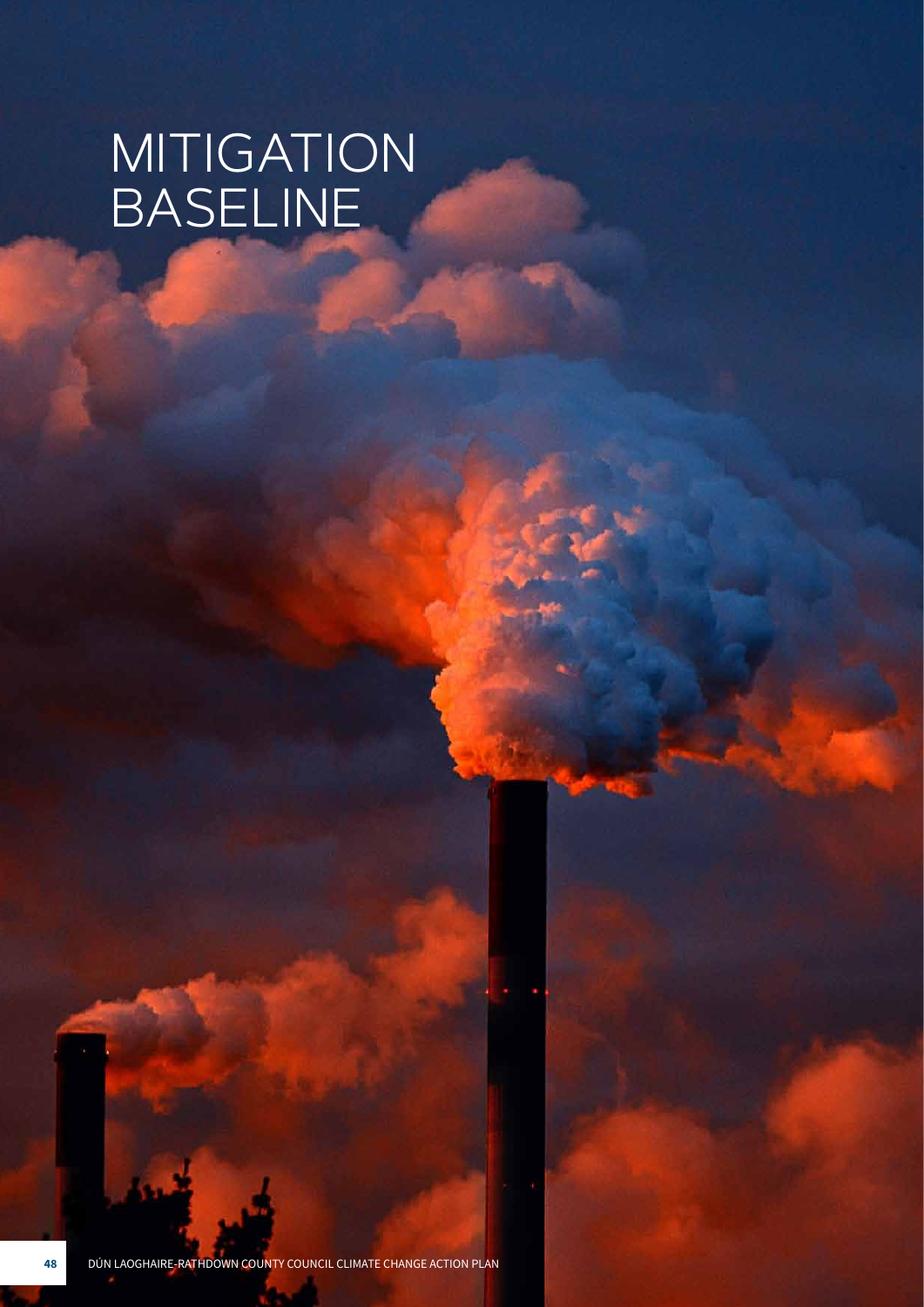# MITIGATION BASELINE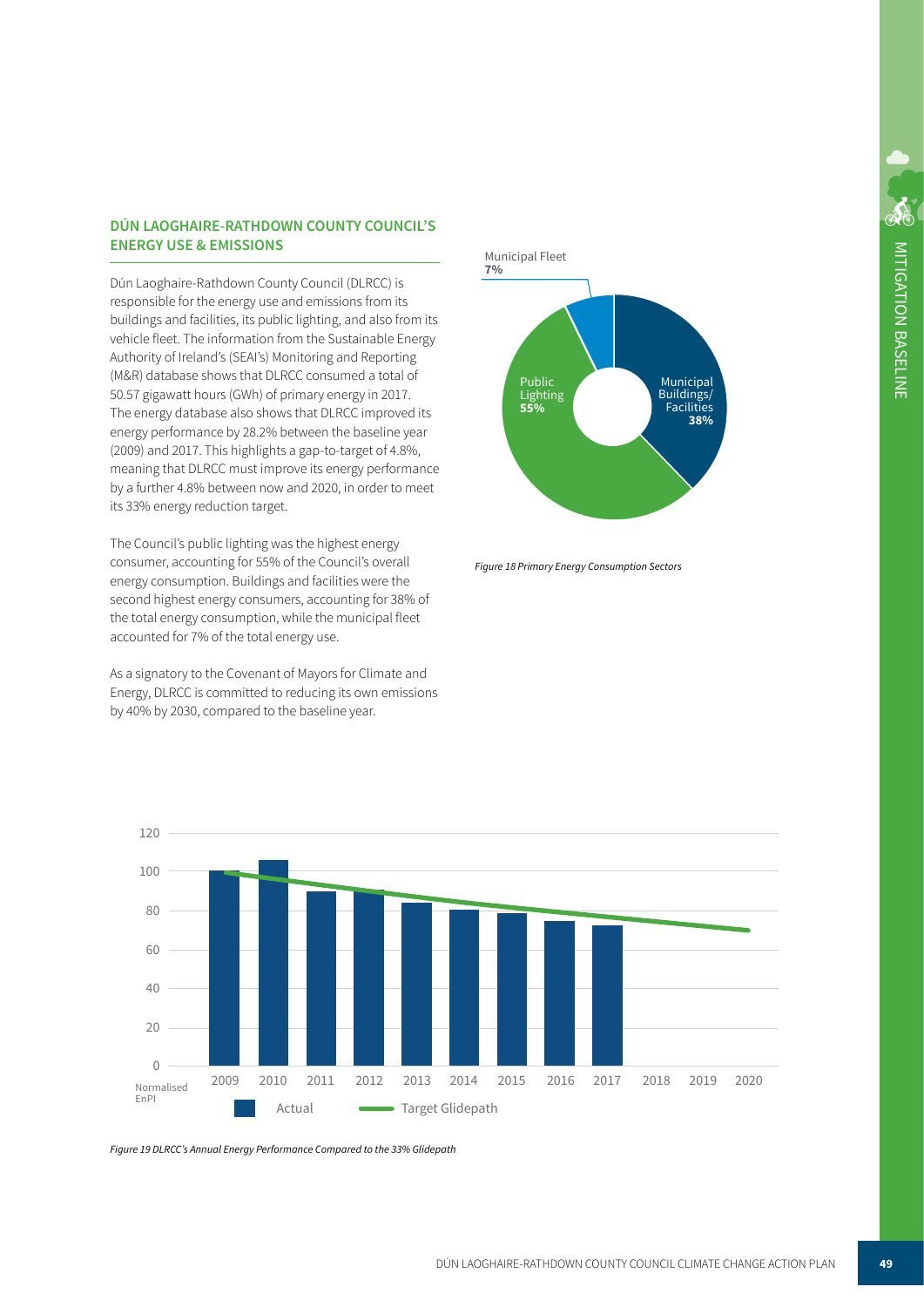## DÚN LAOGHAIRE-RATHDOWN COUNTY COUNCIL'S ENERGY USE & EMISSIONS

Dún Laoghaire-Rathdown County Council (DLRCC) is responsible for the energy use and emissions from its buildings and facilities, its public lighting, and also from its vehicle fleet. The information from the Sustainable Energy Authority of Ireland's (SEAI's) Monitoring and Reporting (M&R) database shows that DLRCC consumed a total of 50.57 gigawatt hours (GWh) of primary energy in 2017. The energy database also shows that DLRCC improved its energy performance by 28.2% between the baseline year (2009) and 2017. This highlights a gap-to-target of 4.8%, meaning that DLRCC must improve its energy performance by a further 4.8% between now and 2020, in order to meet its 33% energy reduction target.

The Council's public lighting was the highest energy consumer, accounting for 55% of the Council's overall energy consumption. Buildings and facilities were the second highest energy consumers, accounting for 38% of the total energy consumption, while the municipal fleet accounted for 7% of the total energy use.

As a signatory to the Covenant of Mayors for Climate and Energy, DLRCC is committed to reducing its own emissions by 40% by 2030, compared to the baseline year.

Municipal Fleet **7%**

Public Lighting **55%**

Municipal Buildings/ Facilities **38%**

*Figure 18 Primary Energy Consumption Sectors*

*Figure 19 DLRCC's Annual Energy Performance Compared to the 33% Glidepath*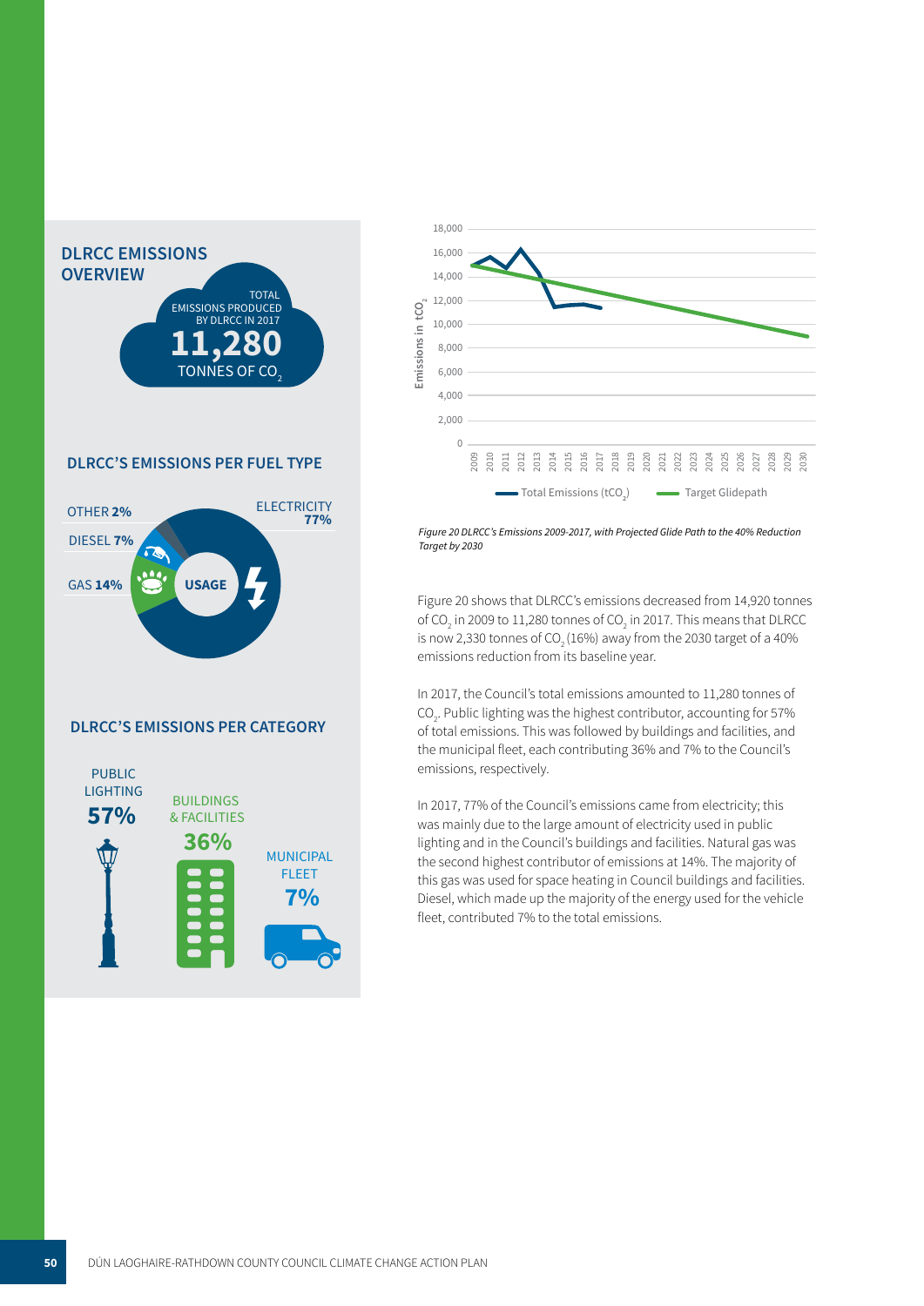## DLRCC EMISSIONS OVERVIEW

TOTAL EMISSIONS PRODUCED BY DLRCC IN 2017

**11,280**

TONNES OF $CO_2$

### DLRCC'S EMISSIONS PER FUEL TYPE

- ELECTRICITY **77%**
- GAS **14%**
- DIESEL **7%**
- OTHER **2%**

USAGE

### DLRCC'S EMISSIONS PER CATEGORY

- PUBLIC LIGHTING **57%**
- BUILDINGS & FACILITIES **36%**
- MUNICIPAL FLEET **7%**

*Figure 20 DLRCC's Emissions 2009-2017, with Projected Glide Path to the 40% Reduction Target by 2030*

Figure 20 shows that DLRCC's emissions decreased from 14,920 tonnes of $CO_2$ in 2009 to 11,280 tonnes of $CO_2$ in 2017. This means that DLRCC is now 2,330 tonnes of $CO_2$ (16%) away from the 2030 target of a 40% emissions reduction from its baseline year.

In 2017, the Council's total emissions amounted to 11,280 tonnes of $CO_2$. Public lighting was the highest contributor, accounting for 57% of total emissions. This was followed by buildings and facilities, and the municipal fleet, each contributing 36% and 7% to the Council's emissions, respectively.

In 2017, 77% of the Council's emissions came from electricity; this was mainly due to the large amount of electricity used in public lighting and in the Council's buildings and facilities. Natural gas was the second highest contributor of emissions at 14%. The majority of this gas was used for space heating in Council buildings and facilities. Diesel, which made up the majority of the energy used for the vehicle fleet, contributed 7% to the total emissions.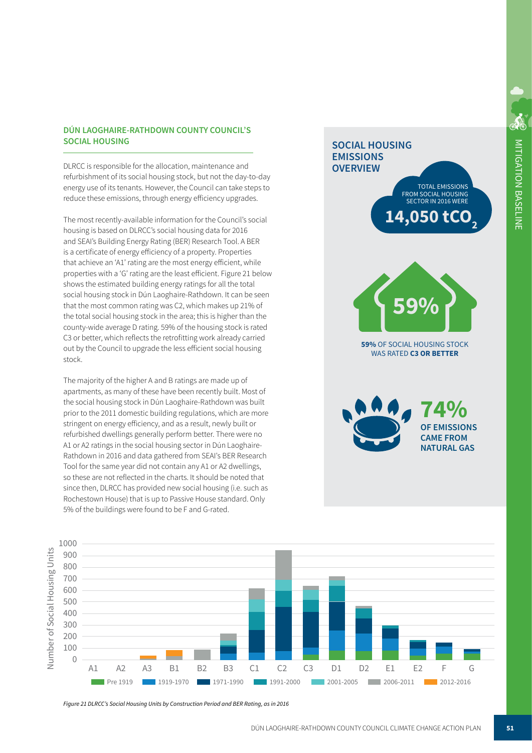## DÚN LAOGHAIRE-RATHDOWN COUNTY COUNCIL'S SOCIAL HOUSING

DLRCC is responsible for the allocation, maintenance and refurbishment of its social housing stock, but not the day-to-day energy use of its tenants. However, the Council can take steps to reduce these emissions, through energy efficiency upgrades.

The most recently-available information for the Council's social housing is based on DLRCC's social housing data for 2016 and SEAI's Building Energy Rating (BER) Research Tool. A BER is a certificate of energy efficiency of a property. Properties that achieve an 'A1' rating are the most energy efficient, while properties with a 'G' rating are the least efficient. Figure 21 below shows the estimated building energy ratings for all the total social housing stock in Dún Laoghaire-Rathdown. It can be seen that the most common rating was C2, which makes up 21% of the total social housing stock in the area; this is higher than the county-wide average D rating. 59% of the housing stock is rated C3 or better, which reflects the retrofitting work already carried out by the Council to upgrade the less efficient social housing stock.

The majority of the higher A and B ratings are made up of apartments, as many of these have been recently built. Most of the social housing stock in Dún Laoghaire-Rathdown was built prior to the 2011 domestic building regulations, which are more stringent on energy efficiency, and as a result, newly built or refurbished dwellings generally perform better. There were no A1 or A2 ratings in the social housing sector in Dún Laoghaire-Rathdown in 2016 and data gathered from SEAI's BER Research Tool for the same year did not contain any A1 or A2 dwellings, so these are not reflected in the charts. It should be noted that since then, DLRCC has provided new social housing (i.e. such as Rochestown House) that is up to Passive House standard. Only 5% of the buildings were found to be F and G-rated.

### SOCIAL HOUSING EMISSIONS OVERVIEW

TOTAL EMISSIONS FROM SOCIAL HOUSING SECTOR IN 2016 WERE **14,050 $tCO_2$**

**59%** OF SOCIAL HOUSING STOCK WAS RATED **C3 OR BETTER**

**74% OF EMISSIONS CAME FROM NATURAL GAS**

*Figure 21 DLRCC's Social Housing Units by Construction Period and BER Rating, as in 2016*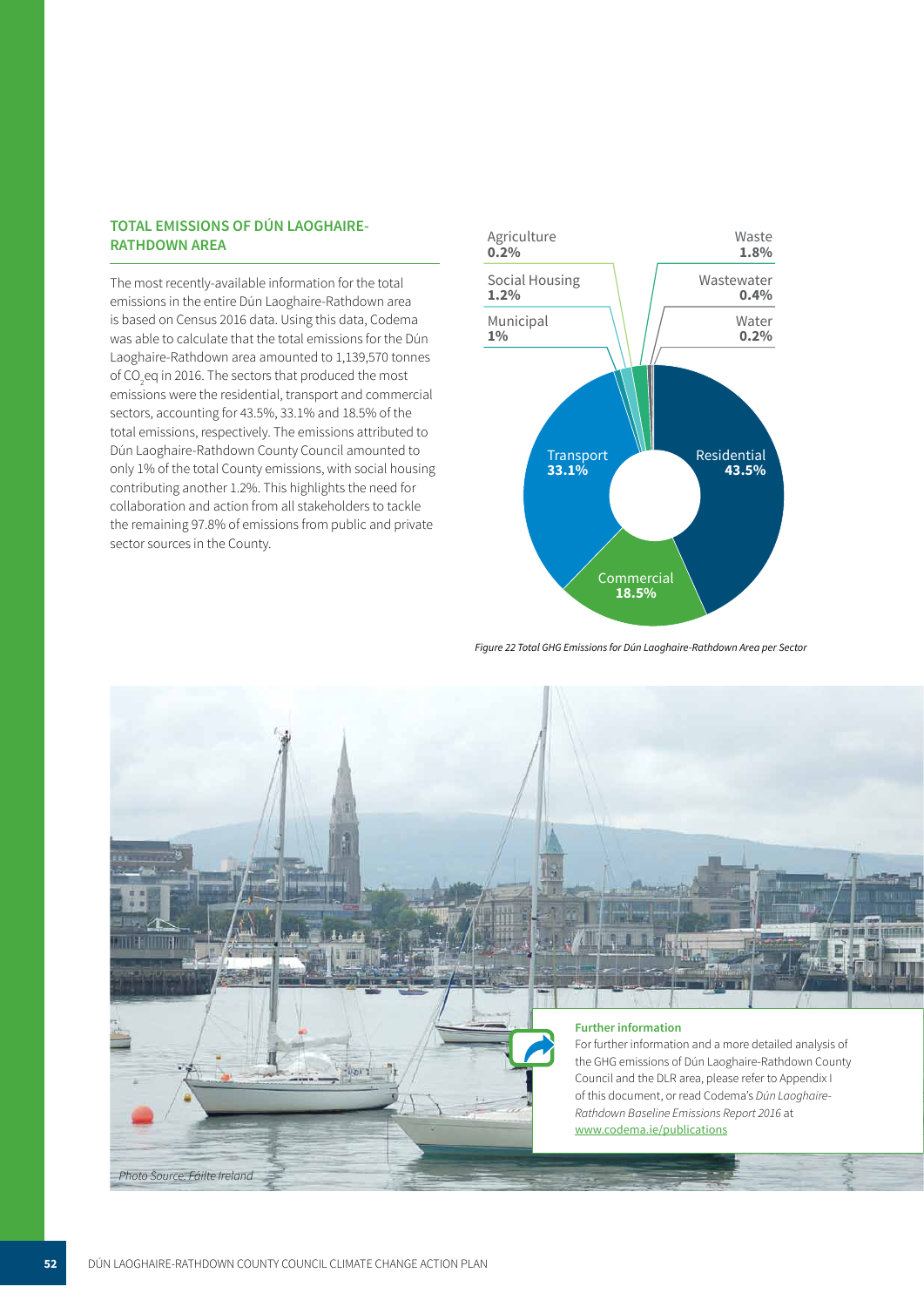## TOTAL EMISSIONS OF DÚN LAOGHAIRE-RATHDOWN AREA

The most recently-available information for the total emissions in the entire Dún Laoghaire-Rathdown area is based on Census 2016 data. Using this data, Codema was able to calculate that the total emissions for the Dún Laoghaire-Rathdown area amounted to 1,139,570 tonnes of $CO_2$eq in 2016. The sectors that produced the most emissions were the residential, transport and commercial sectors, accounting for 43.5%, 33.1% and 18.5% of the total emissions, respectively. The emissions attributed to Dún Laoghaire-Rathdown County Council amounted to only 1% of the total County emissions, with social housing contributing another 1.2%. This highlights the need for collaboration and action from all stakeholders to tackle the remaining 97.8% of emissions from public and private sector sources in the County.

Agriculture
**0.2%**
Social Housing
**1.2%**
Municipal
**1%**
Waste
**1.8%**
Wastewater
**0.4%**
Water
**0.2%**
Transport
**33.1%**
Residential
**43.5%**
Commercial
**18.5%**

*Figure 22 Total GHG Emissions for Dún Laoghaire-Rathdown Area per Sector*

*Photo Source: Fáilte Ireland*

**Further information**

For further information and a more detailed analysis of the GHG emissions of Dún Laoghaire-Rathdown County Council and the DLR area, please refer to Appendix I of this document, or read Codema's *Dún Laoghaire-Rathdown Baseline Emissions Report 2016* at www.codema.ie/publications